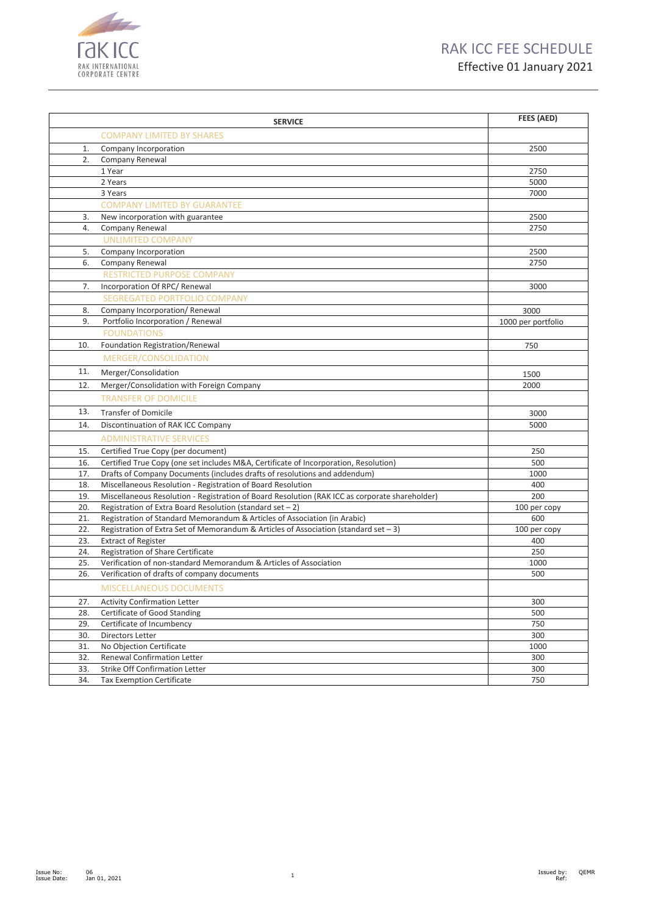# RAK ICC FEE SCHEDULE

## Effective 01 January 2021

| | SERVICE | FEES (AED) |
|---|---|---|
| | COMPANY LIMITED BY SHARES | |
| 1. | Company Incorporation | 2500 |
| 2. | Company Renewal | |
| | 1 Year | 2750 |
| | 2 Years | 5000 |
| | 3 Years | 7000 |
| | COMPANY LIMITED BY GUARANTEE | |
| 3. | New incorporation with guarantee | 2500 |
| 4. | Company Renewal | 2750 |
| | UNLIMITED COMPANY | |
| 5. | Company Incorporation | 2500 |
| 6. | Company Renewal | 2750 |
| | RESTRICTED PURPOSE COMPANY | |
| 7. | Incorporation Of RPC/ Renewal | 3000 |
| | SEGREGATED PORTFOLIO COMPANY | |
| 8. | Company Incorporation/ Renewal | 3000 |
| 9. | Portfolio Incorporation / Renewal | 1000 per portfolio |
| | FOUNDATIONS | |
| 10. | Foundation Registration/Renewal | 750 |
| | MERGER/CONSOLIDATION | |
| 11. | Merger/Consolidation | 1500 |
| 12. | Merger/Consolidation with Foreign Company | 2000 |
| | TRANSFER OF DOMICILE | |
| 13. | Transfer of Domicile | 3000 |
| 14. | Discontinuation of RAK ICC Company | 5000 |
| | ADMINISTRATIVE SERVICES | |
| 15. | Certified True Copy (per document) | 250 |
| 16. | Certified True Copy (one set includes M&A, Certificate of Incorporation, Resolution) | 500 |
| 17. | Drafts of Company Documents (includes drafts of resolutions and addendum) | 1000 |
| 18. | Miscellaneous Resolution - Registration of Board Resolution | 400 |
| 19. | Miscellaneous Resolution - Registration of Board Resolution (RAK ICC as corporate shareholder) | 200 |
| 20. | Registration of Extra Board Resolution (standard set – 2) | 100 per copy |
| 21. | Registration of Standard Memorandum & Articles of Association (in Arabic) | 600 |
| 22. | Registration of Extra Set of Memorandum & Articles of Association (standard set – 3) | 100 per copy |
| 23. | Extract of Register | 400 |
| 24. | Registration of Share Certificate | 250 |
| 25. | Verification of non-standard Memorandum & Articles of Association | 1000 |
| 26. | Verification of drafts of company documents | 500 |
| | MISCELLANEOUS DOCUMENTS | |
| 27. | Activity Confirmation Letter | 300 |
| 28. | Certificate of Good Standing | 500 |
| 29. | Certificate of Incumbency | 750 |
| 30. | Directors Letter | 300 |
| 31. | No Objection Certificate | 1000 |
| 32. | Renewal Confirmation Letter | 300 |
| 33. | Strike Off Confirmation Letter | 300 |
| 34. | Tax Exemption Certificate | 750 |

Issue No: 06
Issue Date: Jan 01, 2021

Issued by: QEMR
Ref: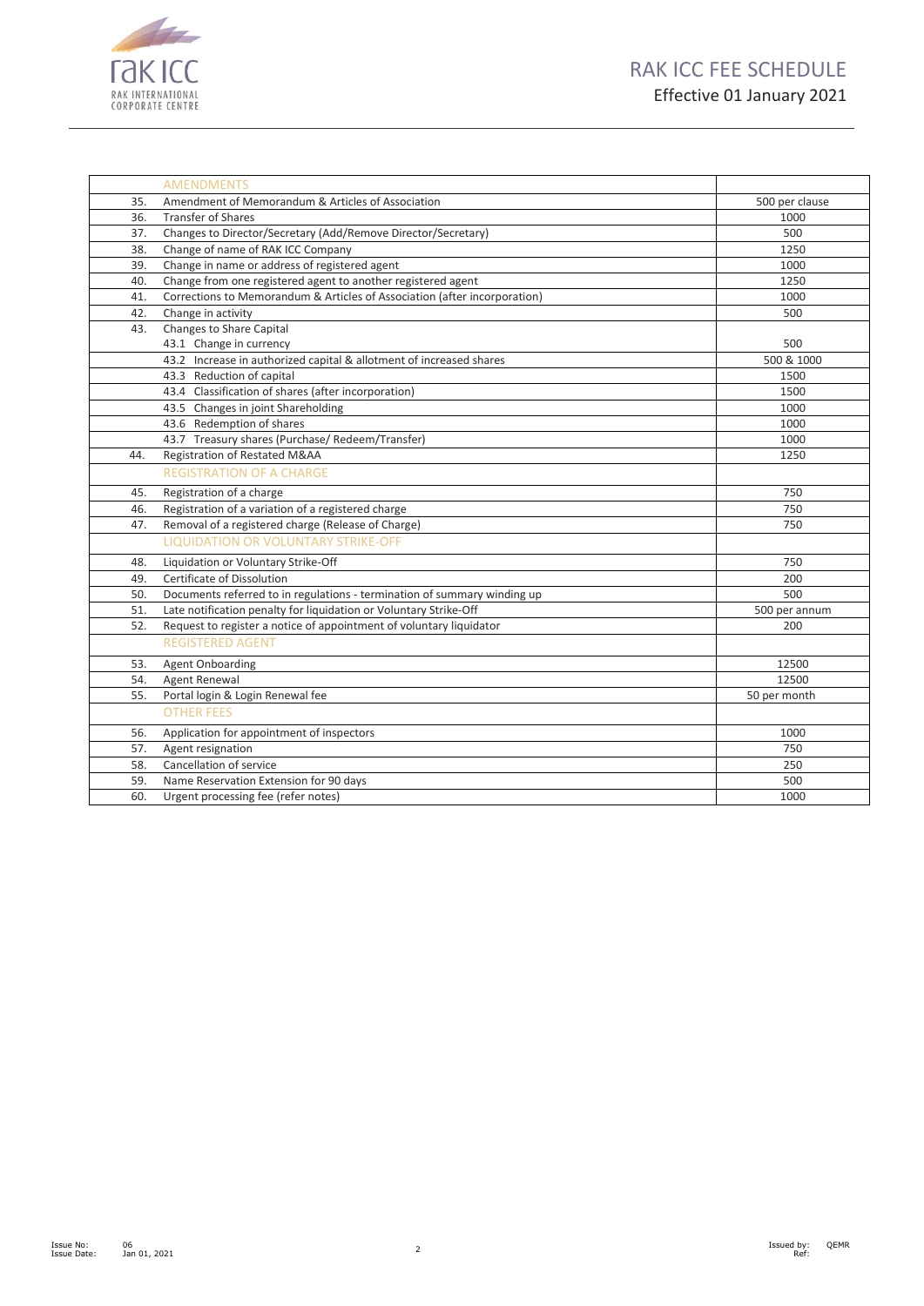# RAK ICC FEE SCHEDULE

Effective 01 January 2021

| | AMENDMENTS | |
|---|---|---|
| 35. | Amendment of Memorandum & Articles of Association | 500 per clause |
| 36. | Transfer of Shares | 1000 |
| 37. | Changes to Director/Secretary (Add/Remove Director/Secretary) | 500 |
| 38. | Change of name of RAK ICC Company | 1250 |
| 39. | Change in name or address of registered agent | 1000 |
| 40. | Change from one registered agent to another registered agent | 1250 |
| 41. | Corrections to Memorandum & Articles of Association (after incorporation) | 1000 |
| 42. | Change in activity | 500 |
| 43. | Changes to Share Capital<br>43.1 Change in currency | 500 |
| | 43.2 Increase in authorized capital & allotment of increased shares | 500 & 1000 |
| | 43.3 Reduction of capital | 1500 |
| | 43.4 Classification of shares (after incorporation) | 1500 |
| | 43.5 Changes in joint Shareholding | 1000 |
| | 43.6 Redemption of shares | 1000 |
| | 43.7 Treasury shares (Purchase/ Redeem/Transfer) | 1000 |
| 44. | Registration of Restated M&AA | 1250 |
| | REGISTRATION OF A CHARGE | |
| 45. | Registration of a charge | 750 |
| 46. | Registration of a variation of a registered charge | 750 |
| 47. | Removal of a registered charge (Release of Charge) | 750 |
| | LIQUIDATION OR VOLUNTARY STRIKE-OFF | |
| 48. | Liquidation or Voluntary Strike-Off | 750 |
| 49. | Certificate of Dissolution | 200 |
| 50. | Documents referred to in regulations - termination of summary winding up | 500 |
| 51. | Late notification penalty for liquidation or Voluntary Strike-Off | 500 per annum |
| 52. | Request to register a notice of appointment of voluntary liquidator | 200 |
| | REGISTERED AGENT | |
| 53. | Agent Onboarding | 12500 |
| 54. | Agent Renewal | 12500 |
| 55. | Portal login & Login Renewal fee | 50 per month |
| | OTHER FEES | |
| 56. | Application for appointment of inspectors | 1000 |
| 57. | Agent resignation | 750 |
| 58. | Cancellation of service | 250 |
| 59. | Name Reservation Extension for 90 days | 500 |
| 60. | Urgent processing fee (refer notes) | 1000 |

Issue No: 06
Issue Date: Jan 01, 2021

Issued by: QEMR
Ref: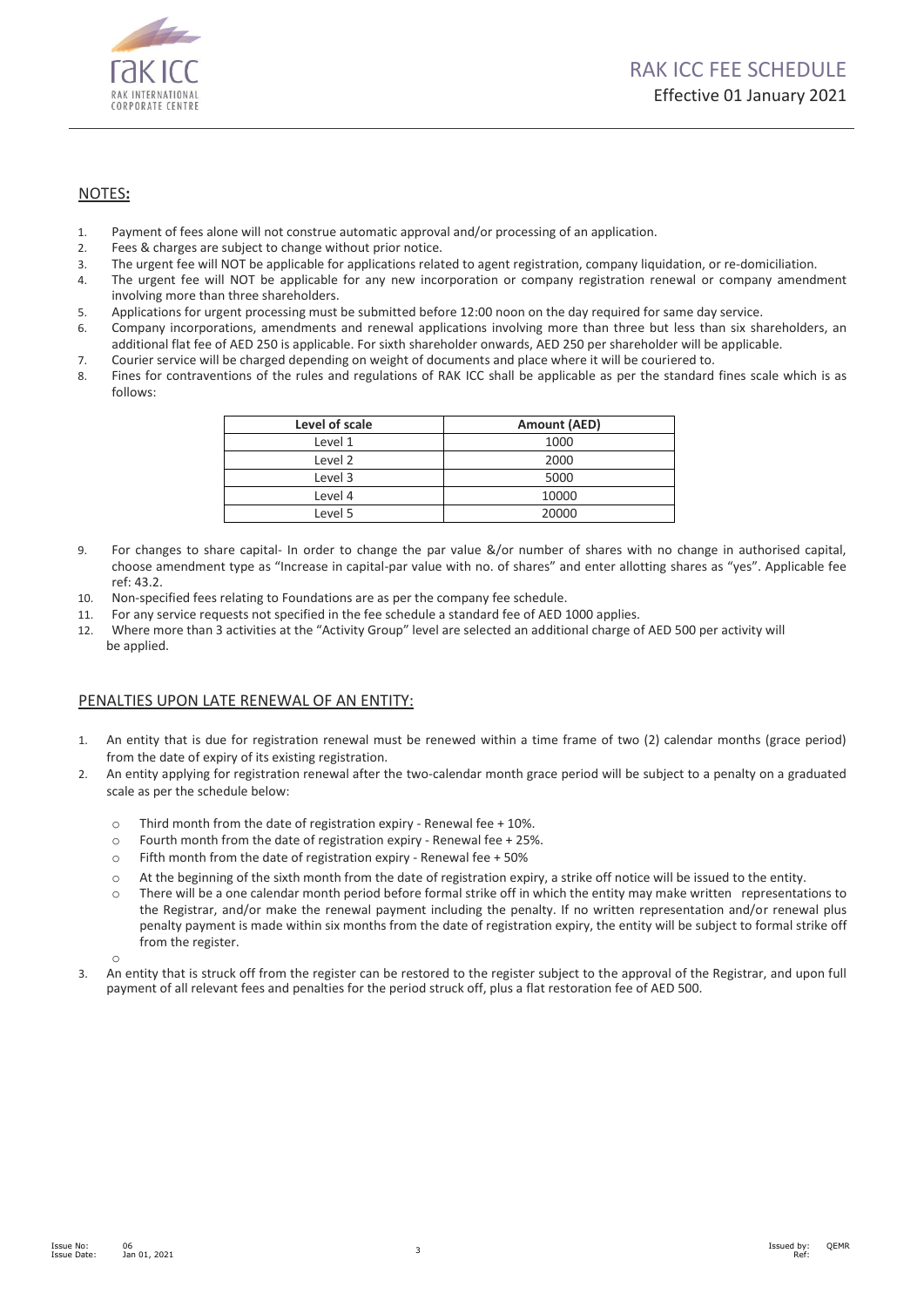## NOTES:

1. Payment of fees alone will not construe automatic approval and/or processing of an application.
2. Fees & charges are subject to change without prior notice.
3. The urgent fee will NOT be applicable for applications related to agent registration, company liquidation, or re-domiciliation.
4. The urgent fee will NOT be applicable for any new incorporation or company registration renewal or company amendment involving more than three shareholders.
5. Applications for urgent processing must be submitted before 12:00 noon on the day required for same day service.
6. Company incorporations, amendments and renewal applications involving more than three but less than six shareholders, an additional flat fee of AED 250 is applicable. For sixth shareholder onwards, AED 250 per shareholder will be applicable.
7. Courier service will be charged depending on weight of documents and place where it will be couriered to.
8. Fines for contraventions of the rules and regulations of RAK ICC shall be applicable as per the standard fines scale which is as follows:

| Level of scale | Amount (AED) |
|---|---|
| Level 1 | 1000 |
| Level 2 | 2000 |
| Level 3 | 5000 |
| Level 4 | 10000 |
| Level 5 | 20000 |

9. For changes to share capital- In order to change the par value &/or number of shares with no change in authorised capital, choose amendment type as "Increase in capital-par value with no. of shares" and enter allotting shares as "yes". Applicable fee ref: 43.2.
10. Non-specified fees relating to Foundations are as per the company fee schedule.
11. For any service requests not specified in the fee schedule a standard fee of AED 1000 applies.
12. Where more than 3 activities at the "Activity Group" level are selected an additional charge of AED 500 per activity will be applied.

## PENALTIES UPON LATE RENEWAL OF AN ENTITY:

1. An entity that is due for registration renewal must be renewed within a time frame of two (2) calendar months (grace period) from the date of expiry of its existing registration.
2. An entity applying for registration renewal after the two-calendar month grace period will be subject to a penalty on a graduated scale as per the schedule below:
   - Third month from the date of registration expiry - Renewal fee + 10%.
   - Fourth month from the date of registration expiry - Renewal fee + 25%.
   - Fifth month from the date of registration expiry - Renewal fee + 50%
   - At the beginning of the sixth month from the date of registration expiry, a strike off notice will be issued to the entity.
   - There will be a one calendar month period before formal strike off in which the entity may make written representations to the Registrar, and/or make the renewal payment including the penalty. If no written representation and/or renewal plus penalty payment is made within six months from the date of registration expiry, the entity will be subject to formal strike off from the register.
3. An entity that is struck off from the register can be restored to the register subject to the approval of the Registrar, and upon full payment of all relevant fees and penalties for the period struck off, plus a flat restoration fee of AED 500.